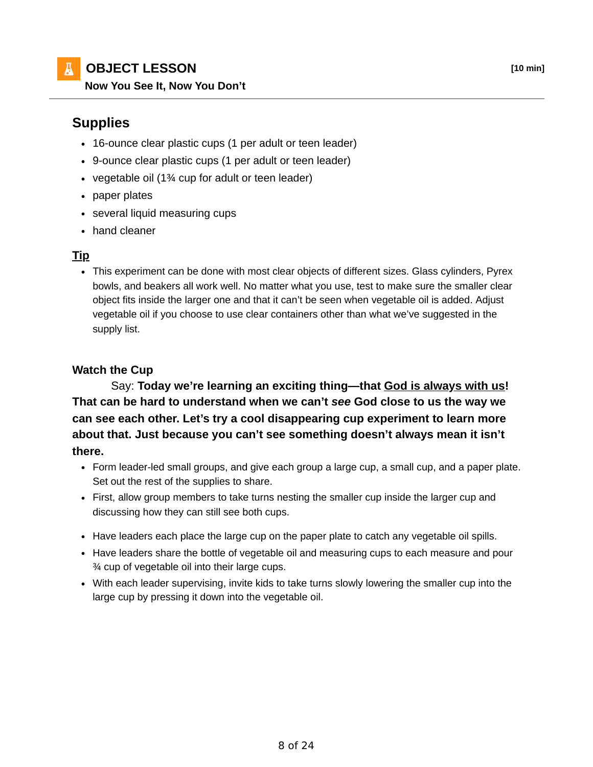## OBJECT LESSON

**[10 min]**

**Now You See It, Now You Don't**

---

## Supplies

- 16-ounce clear plastic cups (1 per adult or teen leader)
- 9-ounce clear plastic cups (1 per adult or teen leader)
- vegetable oil (1¾ cup for adult or teen leader)
- paper plates
- several liquid measuring cups
- hand cleaner

### Tip

- This experiment can be done with most clear objects of different sizes. Glass cylinders, Pyrex bowls, and beakers all work well. No matter what you use, test to make sure the smaller clear object fits inside the larger one and that it can't be seen when vegetable oil is added. Adjust vegetable oil if you choose to use clear containers other than what we've suggested in the supply list.

### Watch the Cup

Say: **Today we're learning an exciting thing—that <u>God is always with us</u>! That can be hard to understand when we can't *see* God close to us the way we can see each other. Let's try a cool disappearing cup experiment to learn more about that. Just because you can't see something doesn't always mean it isn't there.**

- Form leader-led small groups, and give each group a large cup, a small cup, and a paper plate. Set out the rest of the supplies to share.
- First, allow group members to take turns nesting the smaller cup inside the larger cup and discussing how they can still see both cups.
- Have leaders each place the large cup on the paper plate to catch any vegetable oil spills.
- Have leaders share the bottle of vegetable oil and measuring cups to each measure and pour ¾ cup of vegetable oil into their large cups.
- With each leader supervising, invite kids to take turns slowly lowering the smaller cup into the large cup by pressing it down into the vegetable oil.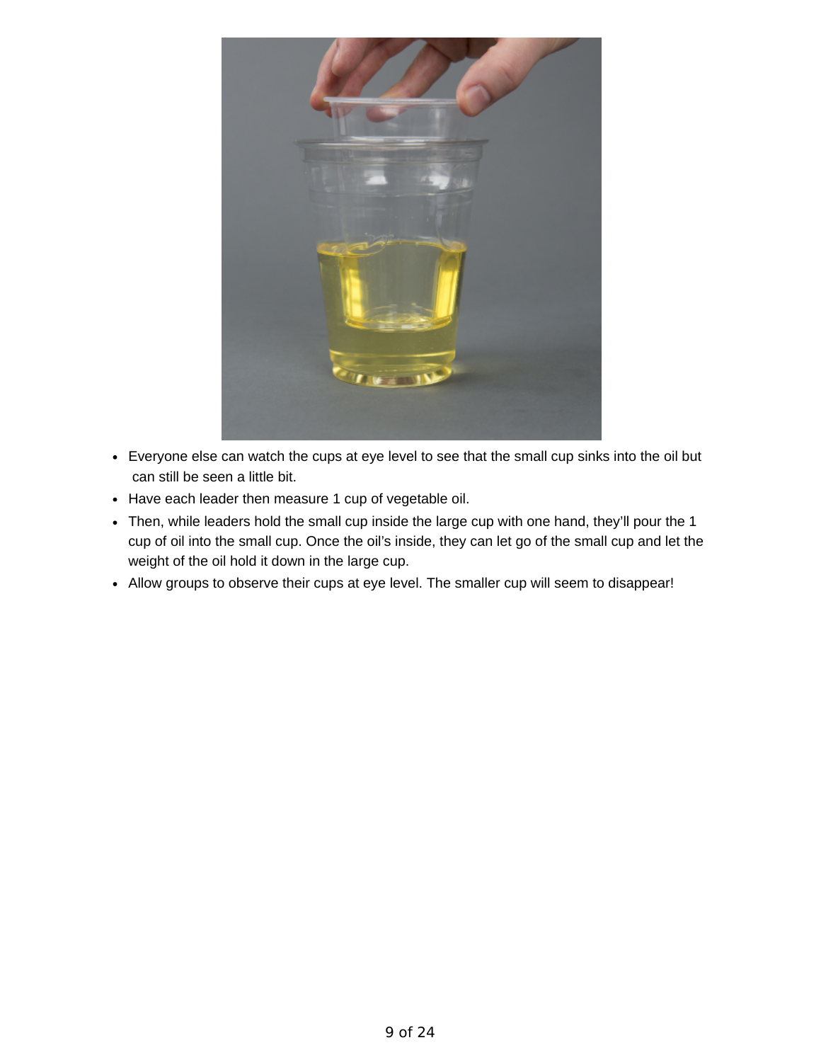- Everyone else can watch the cups at eye level to see that the small cup sinks into the oil but can still be seen a little bit.
- Have each leader then measure 1 cup of vegetable oil.
- Then, while leaders hold the small cup inside the large cup with one hand, they'll pour the 1 cup of oil into the small cup. Once the oil's inside, they can let go of the small cup and let the weight of the oil hold it down in the large cup.
- Allow groups to observe their cups at eye level. The smaller cup will seem to disappear!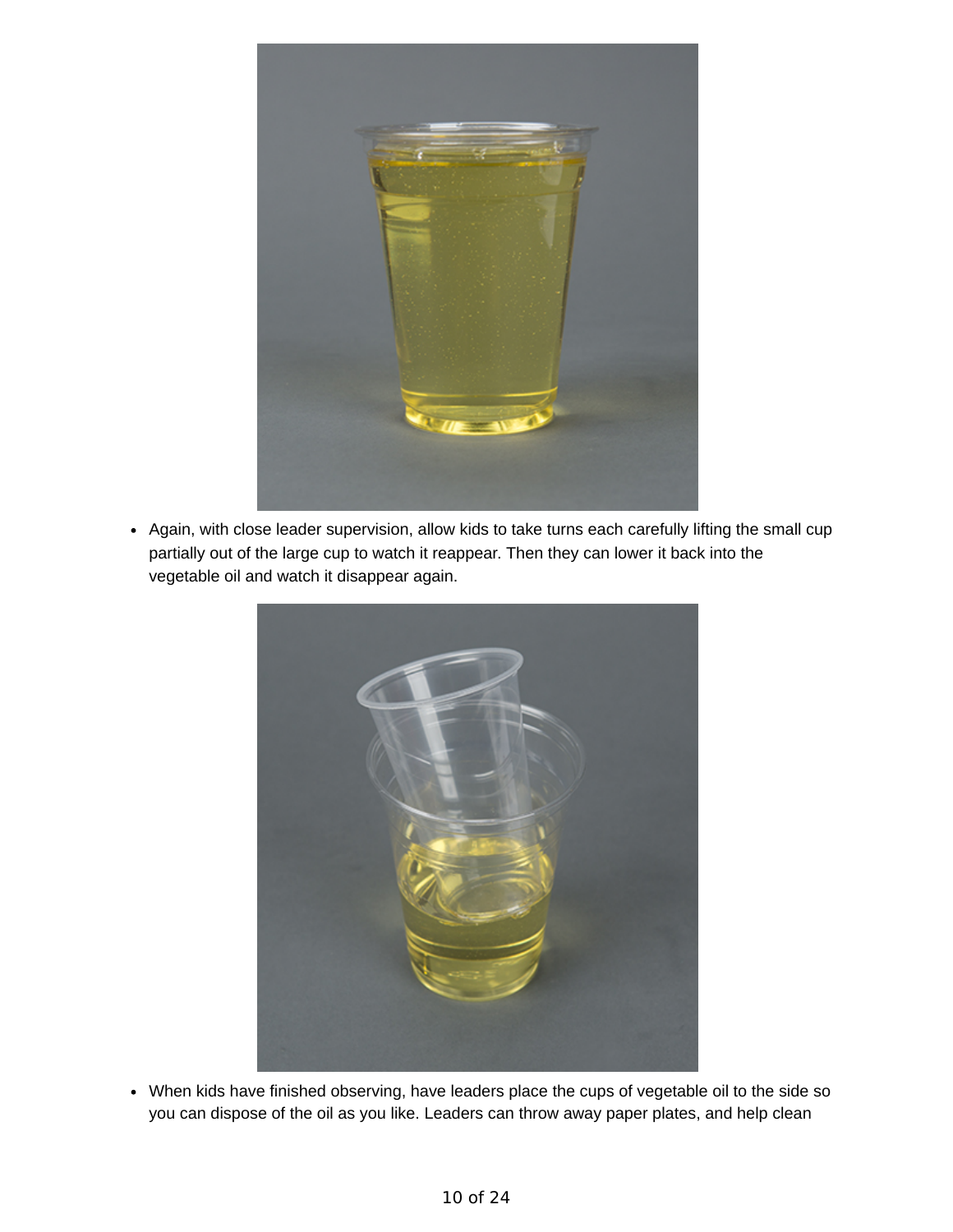- Again, with close leader supervision, allow kids to take turns each carefully lifting the small cup partially out of the large cup to watch it reappear. Then they can lower it back into the vegetable oil and watch it disappear again.

- When kids have finished observing, have leaders place the cups of vegetable oil to the side so you can dispose of the oil as you like. Leaders can throw away paper plates, and help clean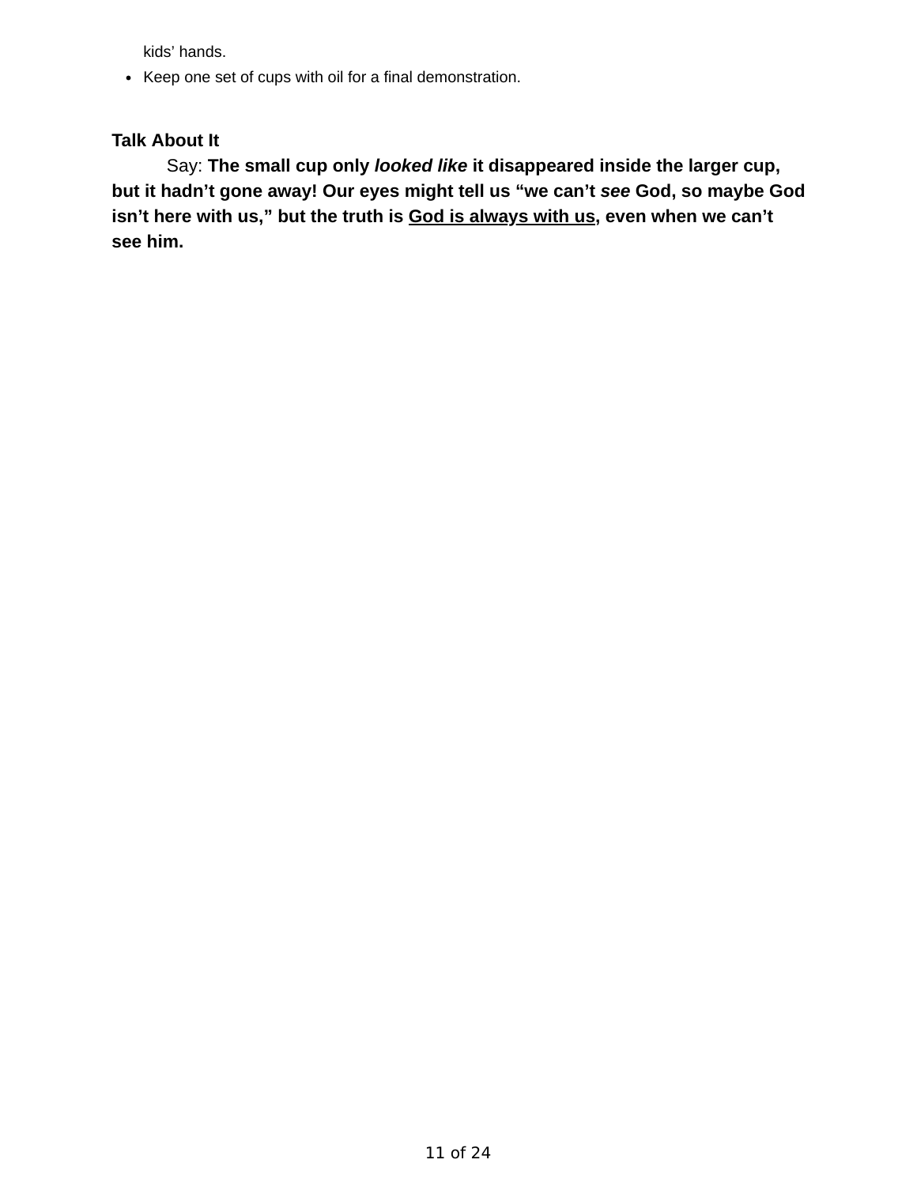kids' hands.

- Keep one set of cups with oil for a final demonstration.

**Talk About It**

Say: **The small cup only *looked like* it disappeared inside the larger cup, but it hadn't gone away! Our eyes might tell us "we can't *see* God, so maybe God isn't here with us," but the truth is <u>God is always with us</u>, even when we can't see him.**